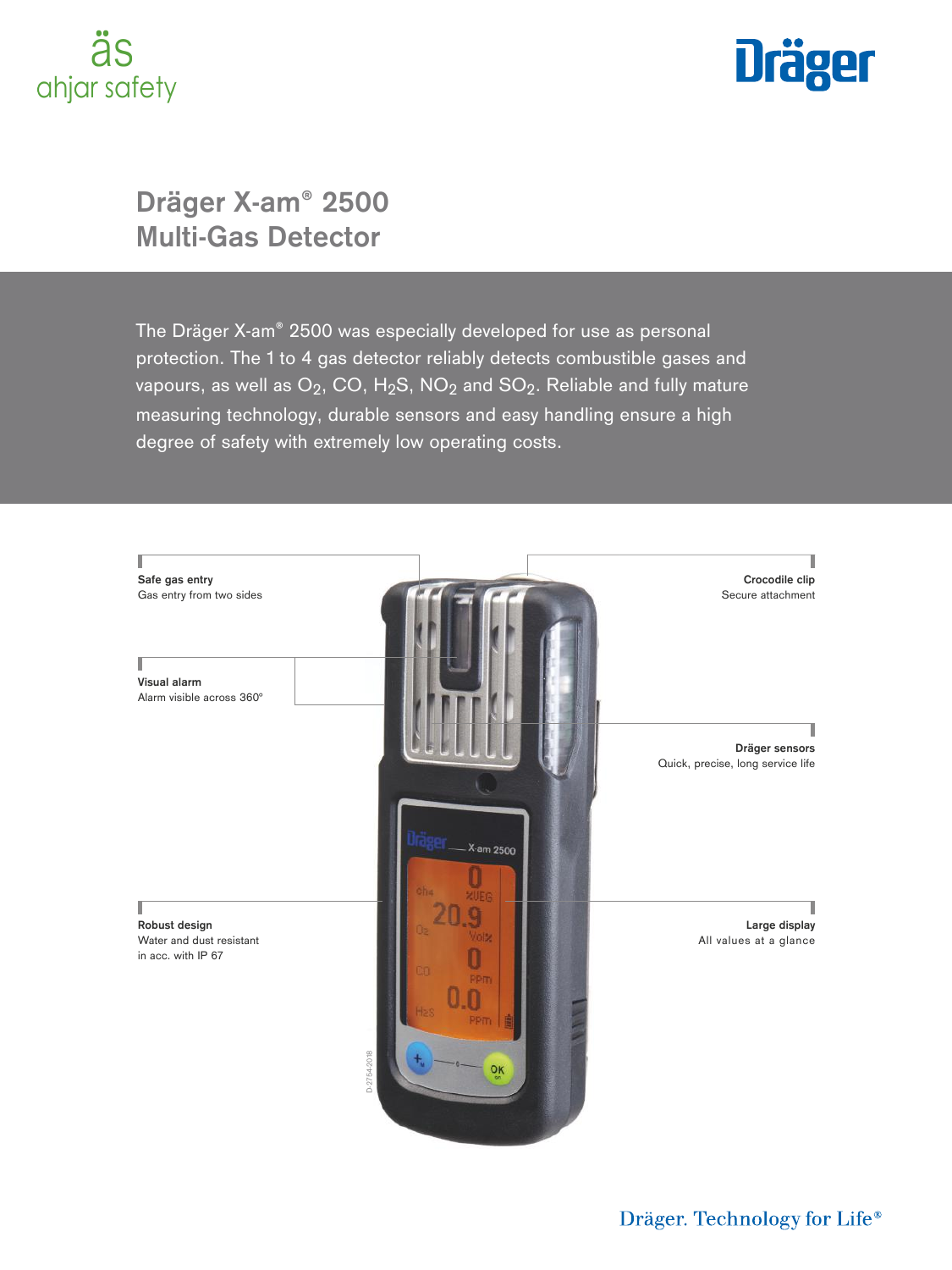# Dräger X-am® 2500 Multi-Gas Detector

The Dräger X-am® 2500 was especially developed for use as personal protection. The 1 to 4 gas detector reliably detects combustible gases and vapours, as well as $O_2$, CO, $H_2S$, $NO_2$ and $SO_2$. Reliable and fully mature measuring technology, durable sensors and easy handling ensure a high degree of safety with extremely low operating costs.

**Safe gas entry**
Gas entry from two sides

**Visual alarm**
Alarm visible across 360°

**Robust design**
Water and dust resistant in acc. with IP 67

**Crocodile clip**
Secure attachment

**Dräger sensors**
Quick, precise, long service life

**Large display**
All values at a glance

Dräger. Technology for Life®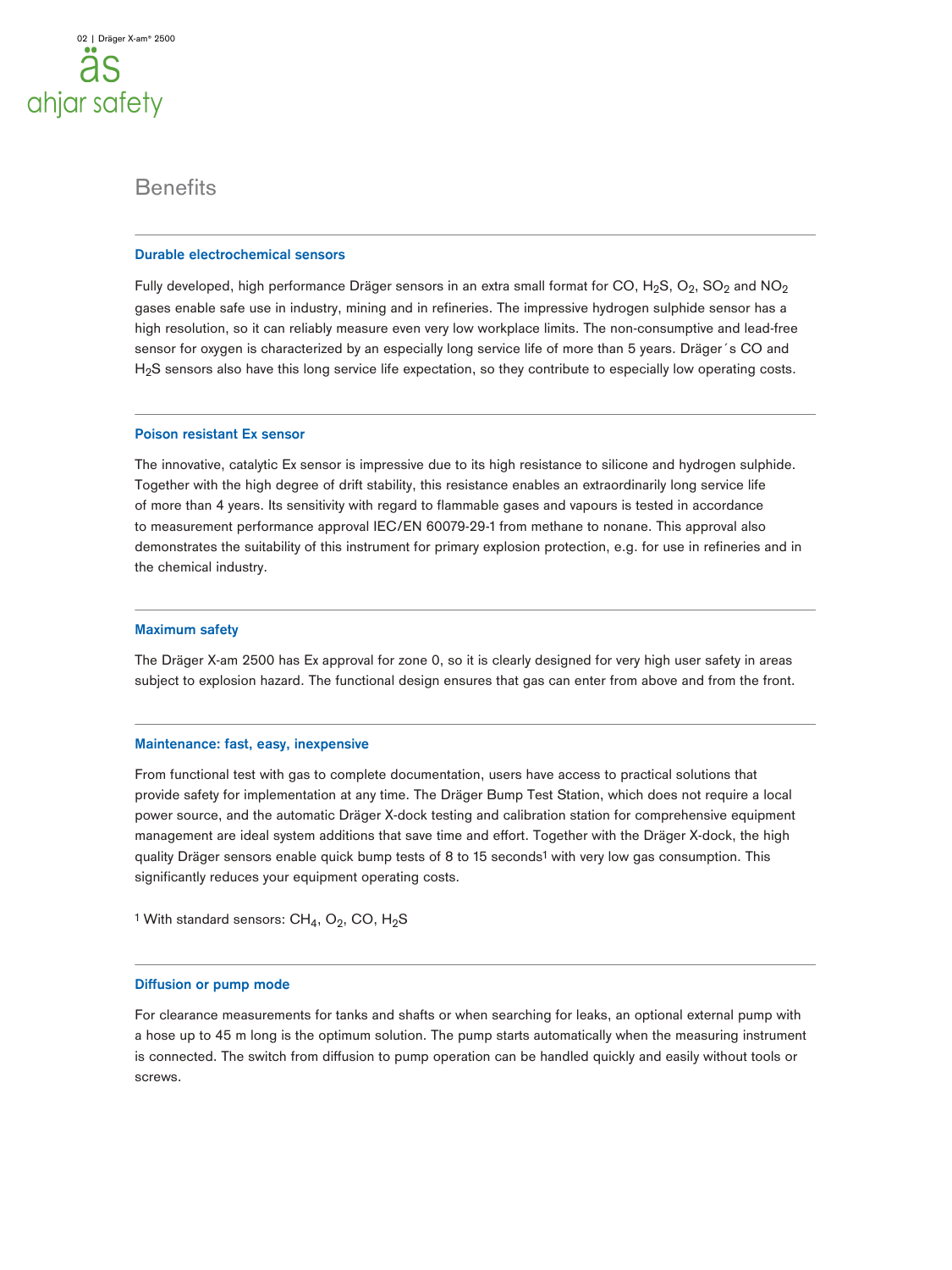# Benefits

## Durable electrochemical sensors

Fully developed, high performance Dräger sensors in an extra small format for CO, $H_2S$, $O_2$, $SO_2$ and $NO_2$ gases enable safe use in industry, mining and in refineries. The impressive hydrogen sulphide sensor has a high resolution, so it can reliably measure even very low workplace limits. The non-consumptive and lead-free sensor for oxygen is characterized by an especially long service life of more than 5 years. Dräger´s CO and $H_2S$ sensors also have this long service life expectation, so they contribute to especially low operating costs.

## Poison resistant Ex sensor

The innovative, catalytic Ex sensor is impressive due to its high resistance to silicone and hydrogen sulphide. Together with the high degree of drift stability, this resistance enables an extraordinarily long service life of more than 4 years. Its sensitivity with regard to flammable gases and vapours is tested in accordance to measurement performance approval IEC/EN 60079-29-1 from methane to nonane. This approval also demonstrates the suitability of this instrument for primary explosion protection, e.g. for use in refineries and in the chemical industry.

## Maximum safety

The Dräger X-am 2500 has Ex approval for zone 0, so it is clearly designed for very high user safety in areas subject to explosion hazard. The functional design ensures that gas can enter from above and from the front.

## Maintenance: fast, easy, inexpensive

From functional test with gas to complete documentation, users have access to practical solutions that provide safety for implementation at any time. The Dräger Bump Test Station, which does not require a local power source, and the automatic Dräger X-dock testing and calibration station for comprehensive equipment management are ideal system additions that save time and effort. Together with the Dräger X-dock, the high quality Dräger sensors enable quick bump tests of 8 to 15 seconds[1] with very low gas consumption. This significantly reduces your equipment operating costs.

[1] With standard sensors: $CH_4$, $O_2$, CO, $H_2S$

## Diffusion or pump mode

For clearance measurements for tanks and shafts or when searching for leaks, an optional external pump with a hose up to 45 m long is the optimum solution. The pump starts automatically when the measuring instrument is connected. The switch from diffusion to pump operation can be handled quickly and easily without tools or screws.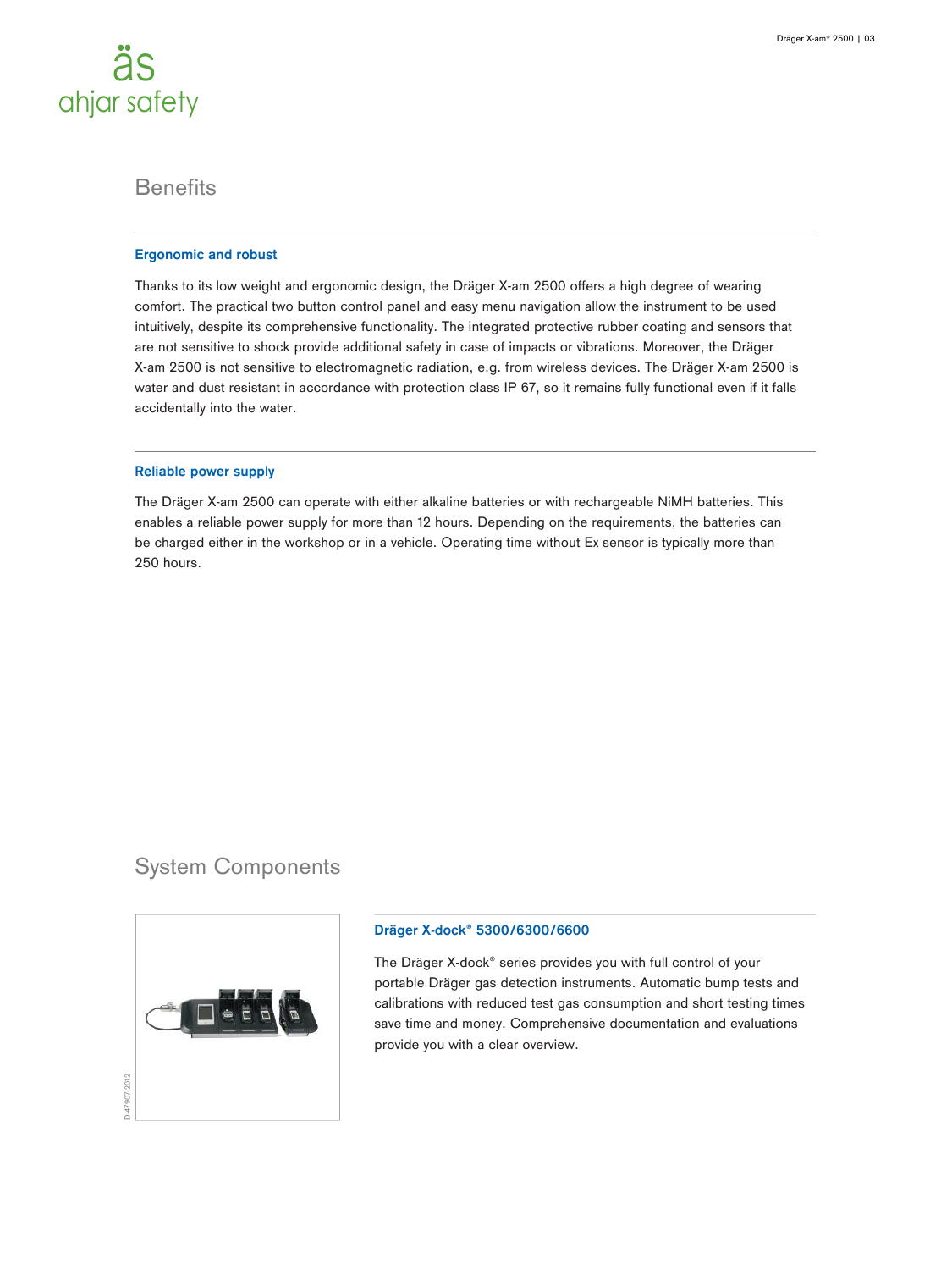## Benefits

### Ergonomic and robust

Thanks to its low weight and ergonomic design, the Dräger X-am 2500 offers a high degree of wearing comfort. The practical two button control panel and easy menu navigation allow the instrument to be used intuitively, despite its comprehensive functionality. The integrated protective rubber coating and sensors that are not sensitive to shock provide additional safety in case of impacts or vibrations. Moreover, the Dräger X-am 2500 is not sensitive to electromagnetic radiation, e.g. from wireless devices. The Dräger X-am 2500 is water and dust resistant in accordance with protection class IP 67, so it remains fully functional even if it falls accidentally into the water.

### Reliable power supply

The Dräger X-am 2500 can operate with either alkaline batteries or with rechargeable NiMH batteries. This enables a reliable power supply for more than 12 hours. Depending on the requirements, the batteries can be charged either in the workshop or in a vehicle. Operating time without Ex sensor is typically more than 250 hours.

## System Components

D-47907-2012

### Dräger X-dock® 5300/6300/6600

The Dräger X-dock® series provides you with full control of your portable Dräger gas detection instruments. Automatic bump tests and calibrations with reduced test gas consumption and short testing times save time and money. Comprehensive documentation and evaluations provide you with a clear overview.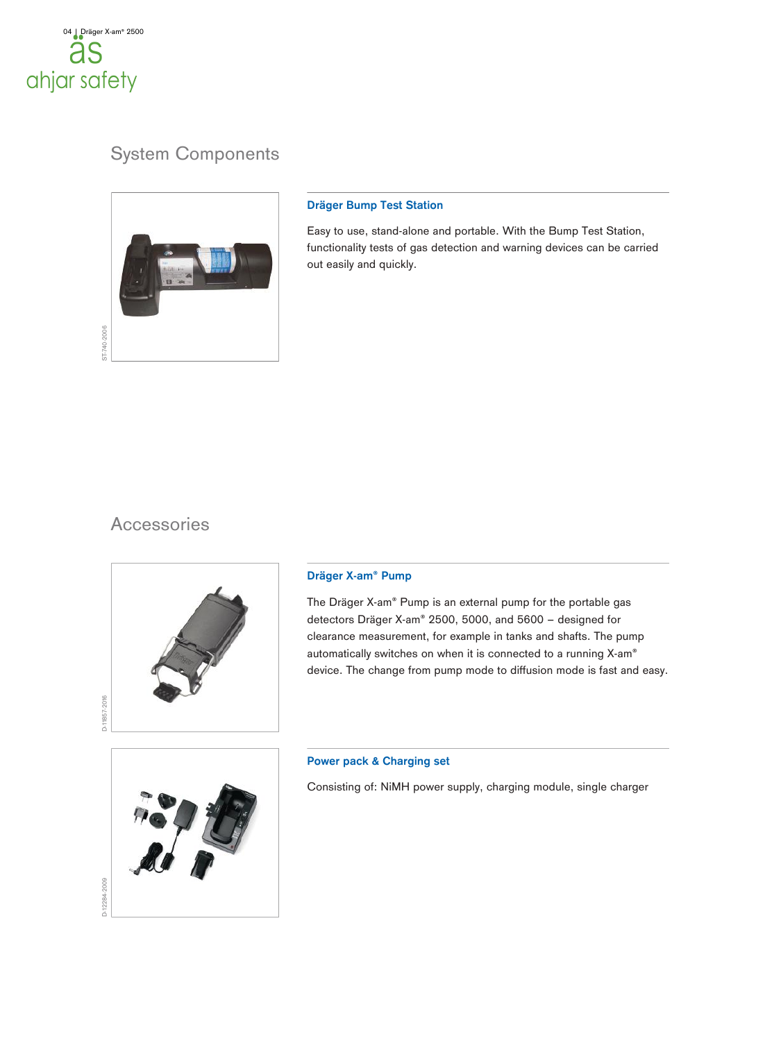## System Components

### Dräger Bump Test Station

Easy to use, stand-alone and portable. With the Bump Test Station, functionality tests of gas detection and warning devices can be carried out easily and quickly.

## Accessories

### Dräger X-am® Pump

The Dräger X-am® Pump is an external pump for the portable gas detectors Dräger X-am® 2500, 5000, and 5600 – designed for clearance measurement, for example in tanks and shafts. The pump automatically switches on when it is connected to a running X-am® device. The change from pump mode to diffusion mode is fast and easy.

### Power pack & Charging set

Consisting of: NiMH power supply, charging module, single charger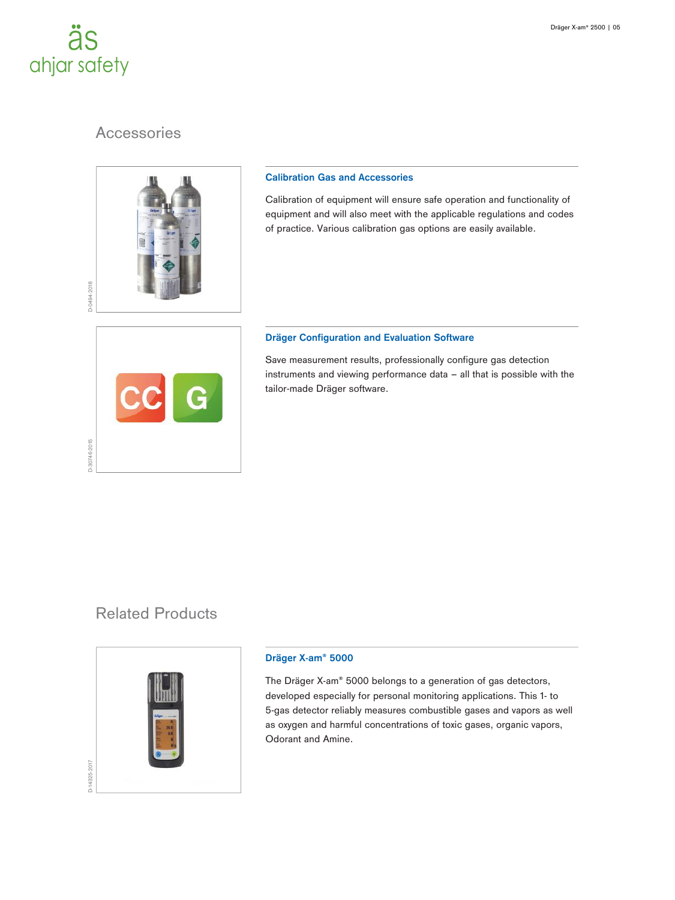## Accessories

### Calibration Gas and Accessories

Calibration of equipment will ensure safe operation and functionality of equipment and will also meet with the applicable regulations and codes of practice. Various calibration gas options are easily available.

### Dräger Configuration and Evaluation Software

Save measurement results, professionally configure gas detection instruments and viewing performance data – all that is possible with the tailor-made Dräger software.

## Related Products

### Dräger X-am® 5000

The Dräger X-am® 5000 belongs to a generation of gas detectors, developed especially for personal monitoring applications. This 1- to 5-gas detector reliably measures combustible gases and vapors as well as oxygen and harmful concentrations of toxic gases, organic vapors, Odorant and Amine.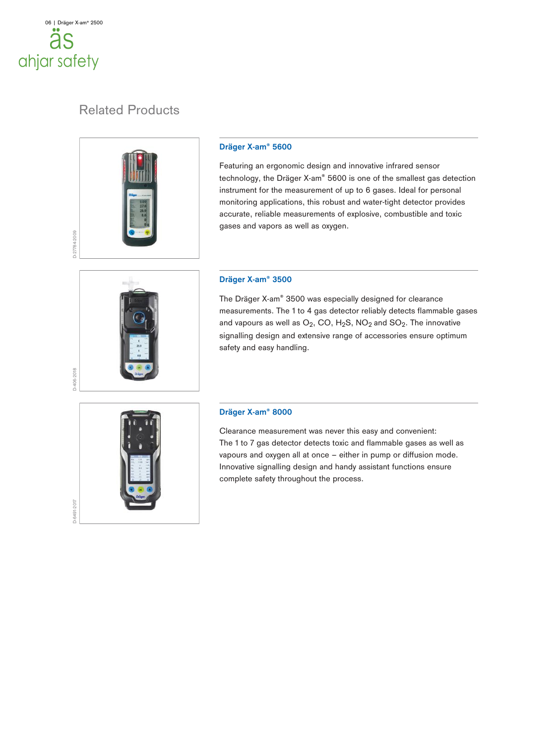## Related Products

### Dräger X-am® 5600

Featuring an ergonomic design and innovative infrared sensor technology, the Dräger X-am® 5600 is one of the smallest gas detection instrument for the measurement of up to 6 gases. Ideal for personal monitoring applications, this robust and water-tight detector provides accurate, reliable measurements of explosive, combustible and toxic gases and vapors as well as oxygen.

### Dräger X-am® 3500

The Dräger X-am® 3500 was especially designed for clearance measurements. The 1 to 4 gas detector reliably detects flammable gases and vapours as well as $O_2$, CO, $H_2S$, $NO_2$ and $SO_2$. The innovative signalling design and extensive range of accessories ensure optimum safety and easy handling.

### Dräger X-am® 8000

Clearance measurement was never this easy and convenient:
The 1 to 7 gas detector detects toxic and flammable gases as well as vapours and oxygen all at once – either in pump or diffusion mode. Innovative signalling design and handy assistant functions ensure complete safety throughout the process.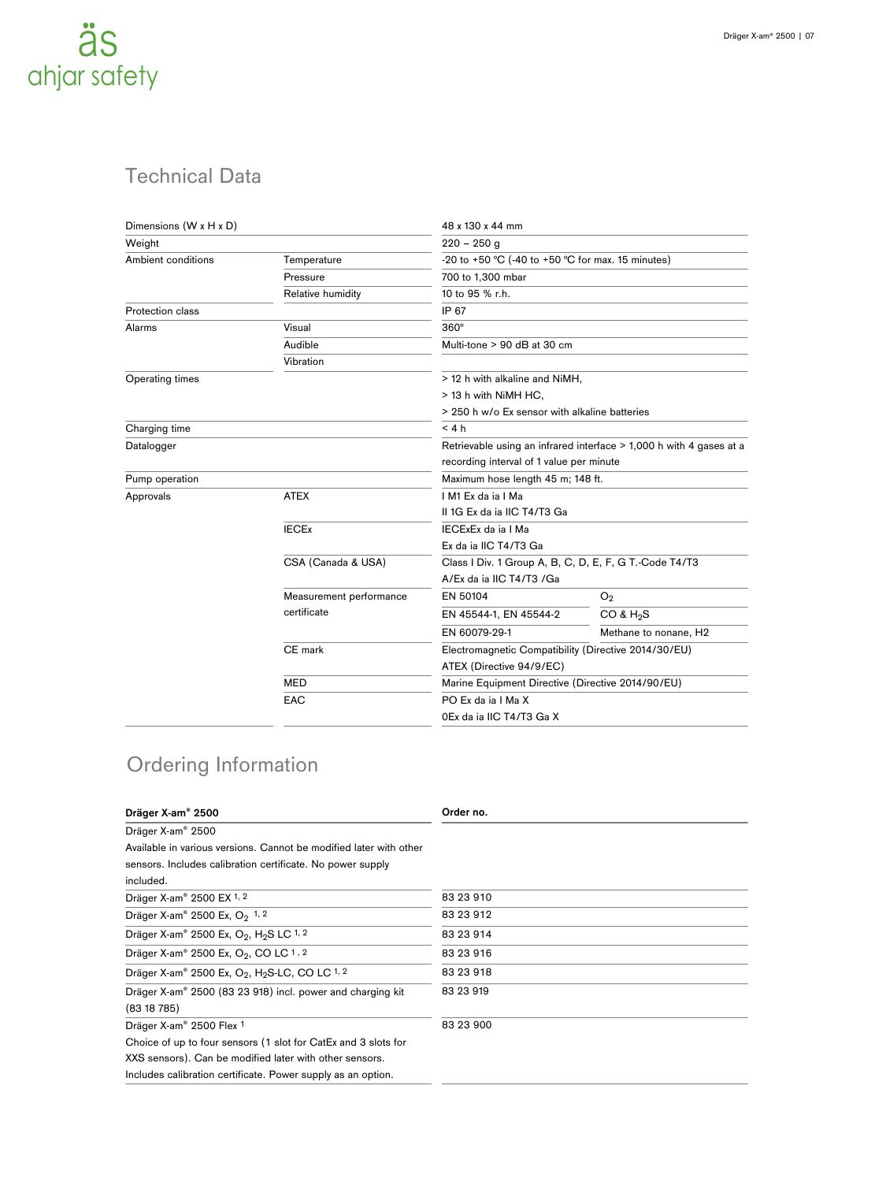## Technical Data

| | | | |
|---|---|---|---|
| Dimensions (W x H x D) | | 48 x 130 x 44 mm | |
| Weight | | 220 – 250 g | |
| Ambient conditions | Temperature | -20 to +50 °C (-40 to +50 °C for max. 15 minutes) | |
| | Pressure | 700 to 1,300 mbar | |
| | Relative humidity | 10 to 95 % r.h. | |
| Protection class | | IP 67 | |
| Alarms | Visual | 360° | |
| | Audible | Multi-tone > 90 dB at 30 cm | |
| | Vibration | | |
| Operating times | | > 12 h with alkaline and NiMH,<br>> 13 h with NiMH HC,<br>> 250 h w/o Ex sensor with alkaline batteries | |
| Charging time | | < 4 h | |
| Datalogger | | Retrievable using an infrared interface > 1,000 h with 4 gases at a recording interval of 1 value per minute | |
| Pump operation | | Maximum hose length 45 m; 148 ft. | |
| Approvals | ATEX | I M1 Ex da ia I Ma<br>II 1G Ex da ia IIC T4/T3 Ga | |
| | IECEx | IECExEx da ia I Ma<br>Ex da ia IIC T4/T3 Ga | |
| | CSA (Canada & USA) | Class I Div. 1 Group A, B, C, D, E, F, G T.-Code T4/T3<br>A/Ex da ia IIC T4/T3 /Ga | |
| | Measurement performance certificate | EN 50104 | $O_2$ |
| | | EN 45544-1, EN 45544-2 | CO & $H_2S$ |
| | | EN 60079-29-1 | Methane to nonane, H2 |
| | CE mark | Electromagnetic Compatibility (Directive 2014/30/EU)<br>ATEX (Directive 94/9/EC) | |
| | MED | Marine Equipment Directive (Directive 2014/90/EU) | |
| | EAC | PO Ex da ia I Ma X<br>0Ex da ia IIC T4/T3 Ga X | |

## Ordering Information

| **Dräger X-am® 2500** | **Order no.** |
|---|---|
| Dräger X-am® 2500<br>Available in various versions. Cannot be modified later with other sensors. Includes calibration certificate. No power supply included. | |
| Dräger X-am® 2500 EX [1, 2] | 83 23 910 |
| Dräger X-am® 2500 Ex, $O_2$ [1, 2] | 83 23 912 |
| Dräger X-am® 2500 Ex, $O_2$, $H_2S$ LC [1, 2] | 83 23 914 |
| Dräger X-am® 2500 Ex, $O_2$, CO LC [1, 2] | 83 23 916 |
| Dräger X-am® 2500 Ex, $O_2$, $H_2S$-LC, CO LC [1, 2] | 83 23 918 |
| Dräger X-am® 2500 (83 23 918) incl. power and charging kit (83 18 785) | 83 23 919 |
| Dräger X-am® 2500 Flex [1]<br>Choice of up to four sensors (1 slot for CatEx and 3 slots for XXS sensors). Can be modified later with other sensors. Includes calibration certificate. Power supply as an option. | 83 23 900 |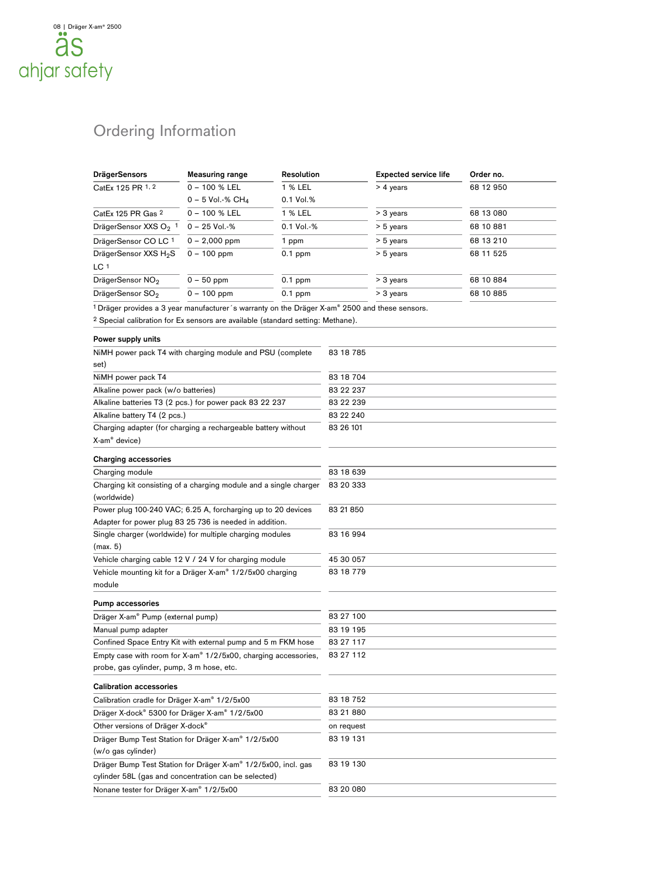## Ordering Information

| DrägerSensors | Measuring range | Resolution | Expected service life | Order no. |
|---|---|---|---|---|
| CatEx 125 PR [1, 2] | 0 – 100 % LEL | 1 % LEL | > 4 years | 68 12 950 |
| | 0 – 5 Vol.-% $CH_4$ | 0.1 Vol.% | | |
| CatEx 125 PR Gas [2] | 0 – 100 % LEL | 1 % LEL | > 3 years | 68 13 080 |
| DrägerSensor XXS $O_2$ [1] | 0 – 25 Vol.-% | 0.1 Vol.-% | > 5 years | 68 10 881 |
| DrägerSensor CO LC [1] | 0 – 2,000 ppm | 1 ppm | > 5 years | 68 13 210 |
| DrägerSensor XXS $H_2S$ LC [1] | 0 – 100 ppm | 0.1 ppm | > 5 years | 68 11 525 |
| DrägerSensor $NO_2$ | 0 – 50 ppm | 0.1 ppm | > 3 years | 68 10 884 |
| DrägerSensor $SO_2$ | 0 – 100 ppm | 0.1 ppm | > 3 years | 68 10 885 |

[1] Dräger provides a 3 year manufacturer´s warranty on the Dräger X-am® 2500 and these sensors.
[2] Special calibration for Ex sensors are available (standard setting: Methane).

| Power supply units | |
|---|---|
| NiMH power pack T4 with charging module and PSU (complete set) | 83 18 785 |
| NiMH power pack T4 | 83 18 704 |
| Alkaline power pack (w/o batteries) | 83 22 237 |
| Alkaline batteries T3 (2 pcs.) for power pack 83 22 237 | 83 22 239 |
| Alkaline battery T4 (2 pcs.) | 83 22 240 |
| Charging adapter (for charging a rechargeable battery without X-am® device) | 83 26 101 |

| Charging accessories | |
|---|---|
| Charging module | 83 18 639 |
| Charging kit consisting of a charging module and a single charger (worldwide) | 83 20 333 |
| Power plug 100-240 VAC; 6.25 A, forcharging up to 20 devices Adapter for power plug 83 25 736 is needed in addition. | 83 21 850 |
| Single charger (worldwide) for multiple charging modules (max. 5) | 83 16 994 |
| Vehicle charging cable 12 V / 24 V for charging module | 45 30 057 |
| Vehicle mounting kit for a Dräger X-am® 1/2/5x00 charging module | 83 18 779 |

| Pump accessories | |
|---|---|
| Dräger X-am® Pump (external pump) | 83 27 100 |
| Manual pump adapter | 83 19 195 |
| Confined Space Entry Kit with external pump and 5 m FKM hose | 83 27 117 |
| Empty case with room for X-am® 1/2/5x00, charging accessories, probe, gas cylinder, pump, 3 m hose, etc. | 83 27 112 |

| Calibration accessories | |
|---|---|
| Calibration cradle for Dräger X-am® 1/2/5x00 | 83 18 752 |
| Dräger X-dock® 5300 for Dräger X-am® 1/2/5x00 | 83 21 880 |
| Other versions of Dräger X-dock® | on request |
| Dräger Bump Test Station for Dräger X-am® 1/2/5x00 (w/o gas cylinder) | 83 19 131 |
| Dräger Bump Test Station for Dräger X-am® 1/2/5x00, incl. gas cylinder 58L (gas and concentration can be selected) | 83 19 130 |
| Nonane tester for Dräger X-am® 1/2/5x00 | 83 20 080 |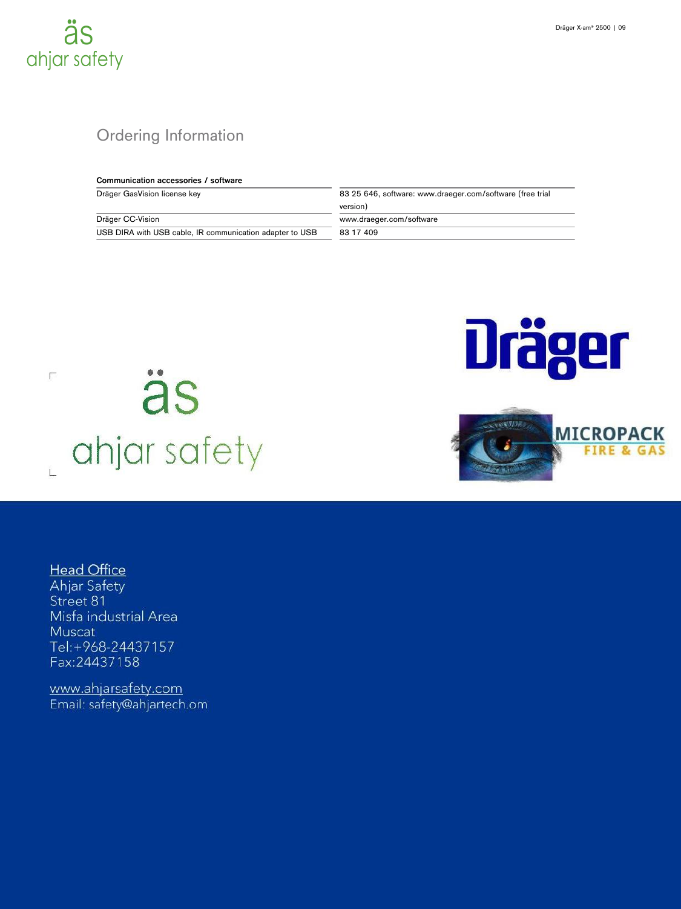## Ordering Information

| Communication accessories / software | |
|---|---|
| Dräger GasVision license key | 83 25 646, software: www.draeger.com/software (free trial version) |
| Dräger CC-Vision | www.draeger.com/software |
| USB DIRA with USB cable, IR communication adapter to USB | 83 17 409 |

**Head Office**
Ahjar Safety
Street 81
Misfa industrial Area
Muscat
Tel:+968-24437157
Fax:24437158

www.ahjarsafety.com
Email: safety@ahjartech.om